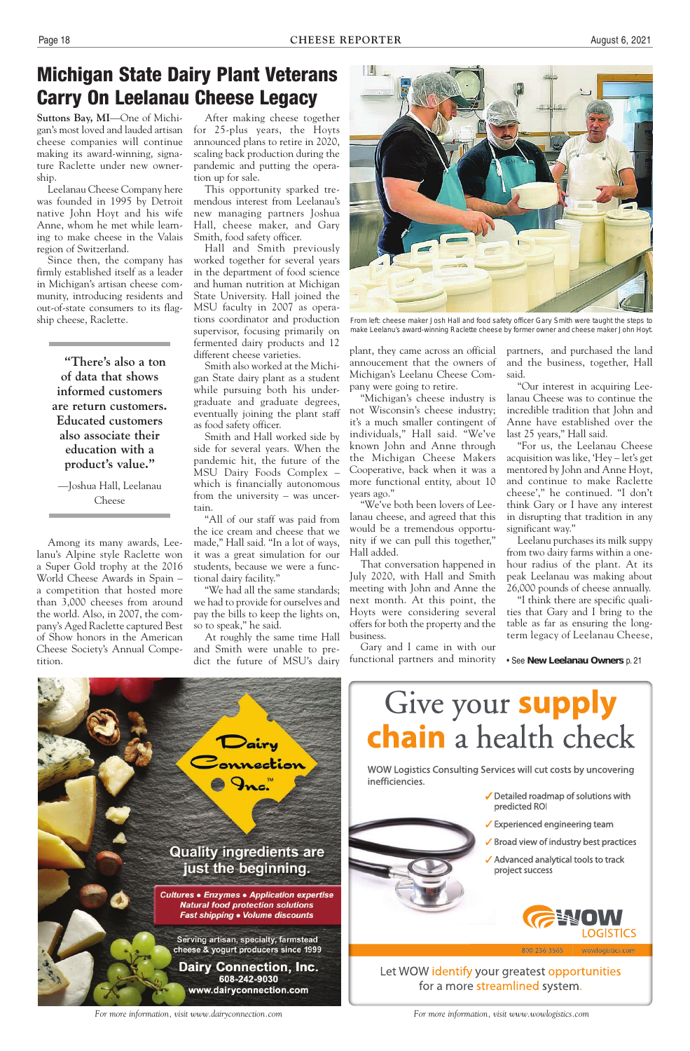# Michigan State Dairy Plant Veterans Carry On Leelanau Cheese Legacy

**Suttons Bay, MI**—One of Michigan's most loved and lauded artisan cheese companies will continue making its award-winning, signature Raclette under new ownership.

Leelanau Cheese Company here was founded in 1995 by Detroit native John Hoyt and his wife Anne, whom he met while learning to make cheese in the Valais region of Switzerland.

Since then, the company has firmly established itself as a leader in Michigan's artisan cheese community, introducing residents and out-of-state consumers to its flagship cheese, Raclette.

> "There's also a ton of data that shows informed customers are return customers. Educated customers also associate their education with a product's value."
>
> —Joshua Hall, Leelanau Cheese

Among its many awards, Leelanu's Alpine style Raclette won a Super Gold trophy at the 2016 World Cheese Awards in Spain – a competition that hosted more than 3,000 cheeses from around the world. Also, in 2007, the company's Aged Raclette captured Best of Show honors in the American Cheese Society's Annual Competition.

After making cheese together for 25-plus years, the Hoyts announced plans to retire in 2020, scaling back production during the pandemic and putting the operation up for sale.

This opportunity sparked tremendous interest from Leelanau's new managing partners Joshua Hall, cheese maker, and Gary Smith, food safety officer.

Hall and Smith previously worked together for several years in the department of food science and human nutrition at Michigan State University. Hall joined the MSU faculty in 2007 as operations coordinator and production supervisor, focusing primarily on fermented dairy products and 12 different cheese varieties.

Smith also worked at the Michigan State dairy plant as a student while pursuing both his undergraduate and graduate degrees, eventually joining the plant staff as food safety officer.

Smith and Hall worked side by side for several years. When the pandemic hit, the future of the MSU Dairy Foods Complex – which is financially autonomous from the university – was uncertain.

"All of our staff was paid from the ice cream and cheese that we made," Hall said. "In a lot of ways, it was a great simulation for our students, because we were a functional dairy facility."

"We had all the same standards; we had to provide for ourselves and pay the bills to keep the lights on, so to speak," he said.

At roughly the same time Hall and Smith were unable to predict the future of MSU's dairy plant, they came across an official annoucement that the owners of Michigan's Leelanu Cheese Company were going to retire.

"Michigan's cheese industry is not Wisconsin's cheese industry; it's a much smaller contingent of individuals," Hall said. "We've known John and Anne through the Michigan Cheese Makers Cooperative, back when it was a more functional entity, about 10 years ago."

"We've both been lovers of Leelanau cheese, and agreed that this would be a tremendous opportunity if we can pull this together," Hall added.

That conversation happened in July 2020, with Hall and Smith meeting with John and Anne the next month. At this point, the Hoyts were considering several offers for both the property and the business.

Gary and I came in with our functional partners and minority partners, and purchased the land and the business, together, Hall said.

"Our interest in acquiring Leelanau Cheese was to continue the incredible tradition that John and Anne have established over the last 25 years," Hall said.

"For us, the Leelanau Cheese acquisition was like, 'Hey – let's get mentored by John and Anne Hoyt, and continue to make Raclette cheese'," he continued. "I don't think Gary or I have any interest in disrupting that tradition in any significant way."

Leelanu purchases its milk suppy from two dairy farms within a one-hour radius of the plant. At its peak Leelanau was making about 26,000 pounds of cheese annually.

"I think there are specific qualities that Gary and I bring to the table as far as ensuring the long-term legacy of Leelanau Cheese,

• See **New Leelanau Owners** p. 21

From left: cheese maker Josh Hall and food safety officer Gary Smith were taught the steps to make Leelanu's award-winning Raclette cheese by former owner and cheese maker John Hoyt.

---

**Dairy Connection Inc.™**

Quality ingredients are just the beginning.

*Cultures • Enzymes • Application expertise*
*Natural food protection solutions*
*Fast shipping • Volume discounts*

Serving artisan, specialty, farmstead cheese & yogurt producers since 1999

**Dairy Connection, Inc.**
608-242-9030
www.dairyconnection.com

*For more information, visit www.dairyconnection.com*

---

# Give your supply chain a health check

WOW Logistics Consulting Services will cut costs by uncovering inefficiencies.

- ✓ Detailed roadmap of solutions with predicted ROI
- ✓ Experienced engineering team
- ✓ Broad view of industry best practices
- ✓ Advanced analytical tools to track project success

WOW LOGISTICS
800-236-3565 wowlogistics.com

Let WOW identify your greatest opportunities for a more streamlined system.

*For more information, visit www.wowlogistics.com*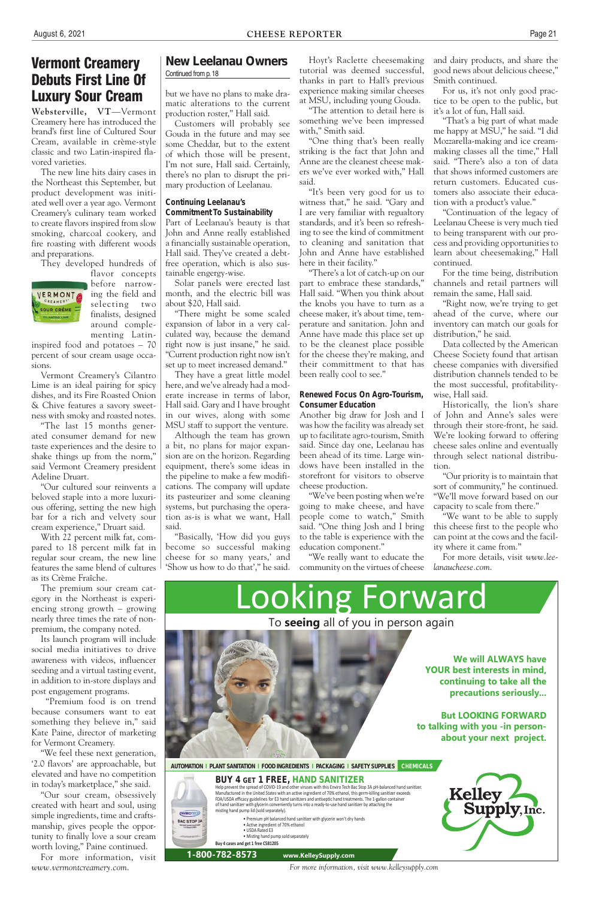## Vermont Creamery Debuts First Line Of Luxury Sour Cream

**Websterville, VT**—Vermont Creamery here has introduced the brand's first line of Cultured Sour Cream, available in crème-style classic and two Latin-inspired flavored varieties.

The new line hits dairy cases in the Northeast this September, but product development was initiated well over a year ago. Vermont Creamery's culinary team worked to create flavors inspired from slow smoking, charcoal cookery, and fire roasting with different woods and preparations.

They developed hundreds of flavor concepts before narrowing the field and selecting two finalists, designed around complementing Latin-inspired food and potatoes – 70 percent of sour cream usage occasions.

Vermont Creamery's Cilantro Lime is an ideal pairing for spicy dishes, and its Fire Roasted Onion & Chive features a savory sweetness with smoky and roasted notes.

"The last 15 months generated consumer demand for new taste experiences and the desire to shake things up from the norm," said Vermont Creamery president Adeline Druart.

"Our cultured sour reinvents a beloved staple into a more luxurious offering, setting the new high bar for a rich and velvety sour cream experience," Druart said.

With 22 percent milk fat, compared to 18 percent milk fat in regular sour cream, the new line features the same blend of cultures as its Crème Fraîche.

The premium sour cream category in the Northeast is experiencing strong growth – growing nearly three times the rate of nonpremium, the company noted.

Its launch program will include social media initiatives to drive awareness with videos, influencer seeding and a virtual tasting event, in addition to in-store displays and post engagement programs.

"Premium food is on trend because consumers want to eat something they believe in," said Kate Paine, director of marketing for Vermont Creamery.

"We feel these next generation, '2.0 flavors' are approachable, but elevated and have no competition in today's marketplace," she said.

"Our sour cream, obsessively created with heart and soul, using simple ingredients, time and craftsmanship, gives people the opportunity to finally love a sour cream worth loving," Paine continued.

For more information, visit *www.vermontcreamery.com*.

## New Leelanau Owners

Continued from p. 18

but we have no plans to make dramatic alterations to the current production roster," Hall said.

Customers will probably see Gouda in the future and may see some Cheddar, but to the extent of which those will be present, I'm not sure, Hall said. Certainly, there's no plan to disrupt the primary production of Leelanau.

### Continuing Leelanau's Commitment To Sustainability

Part of Leelanau's beauty is that John and Anne really established a financially sustainable operation, Hall said. They've created a debt-free operation, which is also sustainable engergy-wise.

Solar panels were erected last month, and the electric bill was about $20, Hall said.

"There might be some scaled expansion of labor in a very calculated way, because the demand right now is just insane," he said. "Current production right now isn't set up to meet increased demand."

They have a great little model here, and we've already had a moderate increase in terms of labor, Hall said. Gary and I have brought in our wives, along with some MSU staff to support the venture.

Although the team has grown a bit, no plans for major expansion are on the horizon. Regarding equipment, there's some ideas in the pipeline to make a few modifications. The company will update its pasteurizer and some cleaning systems, but purchasing the operation as-is is what we want, Hall said.

"Basically, 'How did you guys become so successful making cheese for so many years,' and 'Show us how to do that'," he said.

Hoyt's Raclette cheesemaking tutorial was deemed successful, thanks in part to Hall's previous experience making similar cheeses at MSU, including young Gouda.

"The attention to detail here is something we've been impressed with," Smith said.

"One thing that's been really striking is the fact that John and Anne are the cleanest cheese makers we've ever worked with," Hall said.

"It's been very good for us to witness that," he said. "Gary and I are very familiar with regualtory standards, and it's been so refreshing to see the kind of commitment to cleaning and sanitation that John and Anne have established here in their facility."

"There's a lot of catch-up on our part to embrace these standards," Hall said. "When you think about the knobs you have to turn as a cheese maker, it's about time, temperature and sanitation. John and Anne have made this place set up to be the cleanest place possible for the cheese they're making, and their committment to that has been really cool to see."

### Renewed Focus On Agro-Tourism, Consumer Education

Another big draw for Josh and I was how the facility was already set up to facilitate agro-tourism, Smith said. Since day one, Leelanau has been ahead of its time. Large windows have been installed in the storefront for visitors to observe cheese production.

"We've been posting when we're going to make cheese, and have people come to watch," Smith said. "One thing Josh and I bring to the table is experience with the education component."

"We really want to educate the community on the virtues of cheese and dairy products, and share the good news about delicious cheese," Smith continued.

For us, it's not only good practice to be open to the public, but it's a lot of fun, Hall said.

"That's a big part of what made me happy at MSU," he said. "I did Mozzarella-making and ice cream-making classes all the time," Hall said. "There's also a ton of data that shows informed customers are return customers. Educated customers also associate their education with a product's value."

"Continuation of the legacy of Leelanau Cheese is very much tied to being transparent with our process and providing opportunities to learn about cheesemaking," Hall continued.

For the time being, distribution channels and retail partners will remain the same, Hall said.

"Right now, we're trying to get ahead of the curve, where our inventory can match our goals for distribution," he said.

Data collected by the American Cheese Society found that artisan cheese companies with diversified distribution channels tended to be the most successful, profitability-wise, Hall said.

Historically, the lion's share of John and Anne's sales were through their store-front, he said. We're looking forward to offering cheese sales online and eventually through select national distribution.

"Our priority is to maintain that sort of community," he continued. "We'll move forward based on our capacity to scale from there."

"We want to be able to supply this cheese first to the people who can point at the cows and the facility where it came from."

For more details, visit *www.leelanaucheese.com*.

---

# Looking Forward

To **seeing** all of you in person again

**We will ALWAYS have YOUR best interests in mind, continuing to take all the precautions seriously...**

**But LOOKING FORWARD to talking with you -in person- about your next project.**

AUTOMATION | PLANT SANITATION | FOOD INGREDIENTS | PACKAGING | SAFETY SUPPLIES | CHEMICALS

**BUY 4 GET 1 FREE, HAND SANITIZER**

Help prevent the spread of COVID-19 and other viruses with this Enviro Tech Bac Stop 3A pH-balanced hand sanitizer. Manufactured in the United States with an active ingredient of 70% ethanol, this germ-killing sanitizer exceeds FDA/USDA efficacy guidelines for E3 hand sanitizers and antiseptic hand treatments. The 1-gallon container of hand sanitizer with glycerin conveniently turns into a ready-to-use hand sanitizer by attaching the misting hand pump lid (sold separately).

- Premium pH balanced hand sanitizer with glycerin won't dry hands
- Active ingredient of 70% ethanol
- USDA Rated E3
- Misting hand pump sold separately

**Buy 4 cases and get 1 free C581205**

**1-800-782-8573** **www.KelleySupply.com**

Kelley Supply, Inc.

*For more information, visit www.kelleysupply.com*